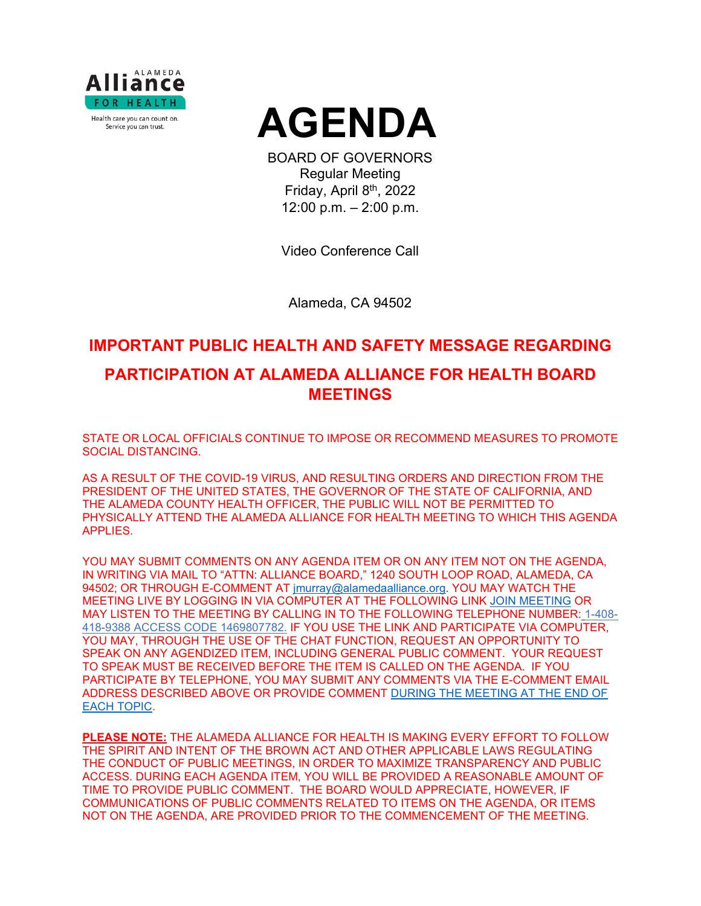Alameda Alliance for Health

Health care you can count on. Service you can trust.

# AGENDA

BOARD OF GOVERNORS
Regular Meeting
Friday, April 8th, 2022
12:00 p.m. – 2:00 p.m.

Video Conference Call

Alameda, CA 94502

## IMPORTANT PUBLIC HEALTH AND SAFETY MESSAGE REGARDING PARTICIPATION AT ALAMEDA ALLIANCE FOR HEALTH BOARD MEETINGS

STATE OR LOCAL OFFICIALS CONTINUE TO IMPOSE OR RECOMMEND MEASURES TO PROMOTE SOCIAL DISTANCING.

AS A RESULT OF THE COVID-19 VIRUS, AND RESULTING ORDERS AND DIRECTION FROM THE PRESIDENT OF THE UNITED STATES, THE GOVERNOR OF THE STATE OF CALIFORNIA, AND THE ALAMEDA COUNTY HEALTH OFFICER, THE PUBLIC WILL NOT BE PERMITTED TO PHYSICALLY ATTEND THE ALAMEDA ALLIANCE FOR HEALTH MEETING TO WHICH THIS AGENDA APPLIES.

YOU MAY SUBMIT COMMENTS ON ANY AGENDA ITEM OR ON ANY ITEM NOT ON THE AGENDA, IN WRITING VIA MAIL TO "ATTN: ALLIANCE BOARD," 1240 SOUTH LOOP ROAD, ALAMEDA, CA 94502; OR THROUGH E-COMMENT AT jmurray@alamedaalliance.org. YOU MAY WATCH THE MEETING LIVE BY LOGGING IN VIA COMPUTER AT THE FOLLOWING LINK JOIN MEETING OR MAY LISTEN TO THE MEETING BY CALLING IN TO THE FOLLOWING TELEPHONE NUMBER: 1-408-418-9388 ACCESS CODE 1469807782. IF YOU USE THE LINK AND PARTICIPATE VIA COMPUTER, YOU MAY, THROUGH THE USE OF THE CHAT FUNCTION, REQUEST AN OPPORTUNITY TO SPEAK ON ANY AGENDIZED ITEM, INCLUDING GENERAL PUBLIC COMMENT. YOUR REQUEST TO SPEAK MUST BE RECEIVED BEFORE THE ITEM IS CALLED ON THE AGENDA. IF YOU PARTICIPATE BY TELEPHONE, YOU MAY SUBMIT ANY COMMENTS VIA THE E-COMMENT EMAIL ADDRESS DESCRIBED ABOVE OR PROVIDE COMMENT DURING THE MEETING AT THE END OF EACH TOPIC.

**PLEASE NOTE:** THE ALAMEDA ALLIANCE FOR HEALTH IS MAKING EVERY EFFORT TO FOLLOW THE SPIRIT AND INTENT OF THE BROWN ACT AND OTHER APPLICABLE LAWS REGULATING THE CONDUCT OF PUBLIC MEETINGS, IN ORDER TO MAXIMIZE TRANSPARENCY AND PUBLIC ACCESS. DURING EACH AGENDA ITEM, YOU WILL BE PROVIDED A REASONABLE AMOUNT OF TIME TO PROVIDE PUBLIC COMMENT. THE BOARD WOULD APPRECIATE, HOWEVER, IF COMMUNICATIONS OF PUBLIC COMMENTS RELATED TO ITEMS ON THE AGENDA, OR ITEMS NOT ON THE AGENDA, ARE PROVIDED PRIOR TO THE COMMENCEMENT OF THE MEETING.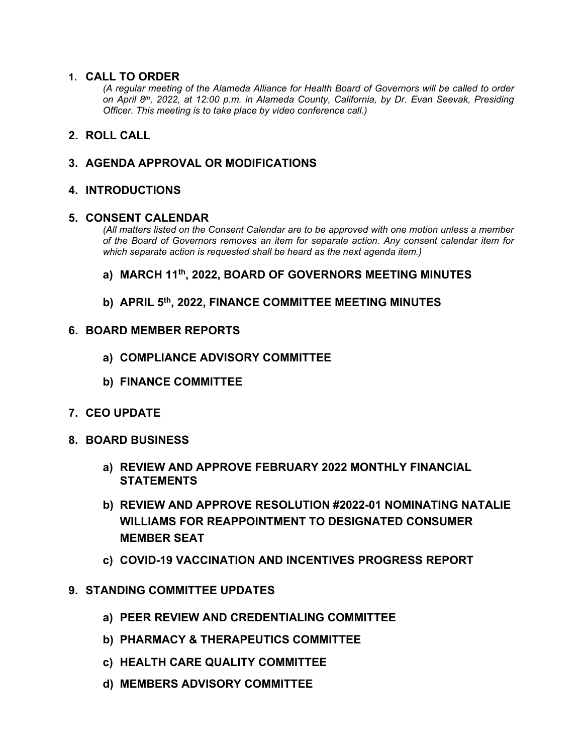1. **CALL TO ORDER**

   *(A regular meeting of the Alameda Alliance for Health Board of Governors will be called to order on April 8th, 2022, at 12:00 p.m. in Alameda County, California, by Dr. Evan Seevak, Presiding Officer. This meeting is to take place by video conference call.)*

2. **ROLL CALL**

3. **AGENDA APPROVAL OR MODIFICATIONS**

4. **INTRODUCTIONS**

5. **CONSENT CALENDAR**

   *(All matters listed on the Consent Calendar are to be approved with one motion unless a member of the Board of Governors removes an item for separate action. Any consent calendar item for which separate action is requested shall be heard as the next agenda item.)*

   a) **MARCH 11th, 2022, BOARD OF GOVERNORS MEETING MINUTES**

   b) **APRIL 5th, 2022, FINANCE COMMITTEE MEETING MINUTES**

6. **BOARD MEMBER REPORTS**

   a) **COMPLIANCE ADVISORY COMMITTEE**

   b) **FINANCE COMMITTEE**

7. **CEO UPDATE**

8. **BOARD BUSINESS**

   a) **REVIEW AND APPROVE FEBRUARY 2022 MONTHLY FINANCIAL STATEMENTS**

   b) **REVIEW AND APPROVE RESOLUTION #2022-01 NOMINATING NATALIE WILLIAMS FOR REAPPOINTMENT TO DESIGNATED CONSUMER MEMBER SEAT**

   c) **COVID-19 VACCINATION AND INCENTIVES PROGRESS REPORT**

9. **STANDING COMMITTEE UPDATES**

   a) **PEER REVIEW AND CREDENTIALING COMMITTEE**

   b) **PHARMACY & THERAPEUTICS COMMITTEE**

   c) **HEALTH CARE QUALITY COMMITTEE**

   d) **MEMBERS ADVISORY COMMITTEE**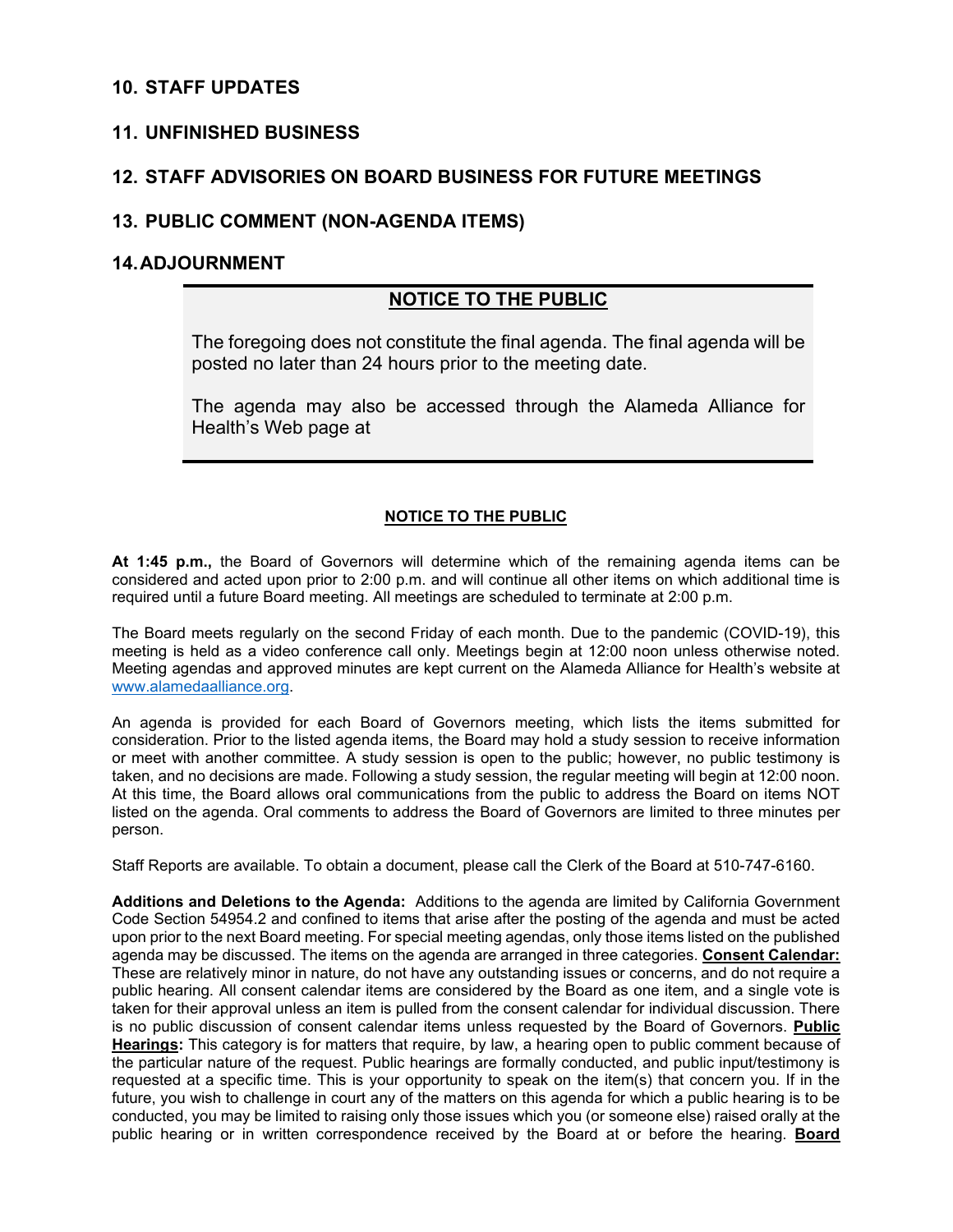## 10. STAFF UPDATES

## 11. UNFINISHED BUSINESS

## 12. STAFF ADVISORIES ON BOARD BUSINESS FOR FUTURE MEETINGS

## 13. PUBLIC COMMENT (NON-AGENDA ITEMS)

## 14. ADJOURNMENT

### NOTICE TO THE PUBLIC

The foregoing does not constitute the final agenda. The final agenda will be posted no later than 24 hours prior to the meeting date.

The agenda may also be accessed through the Alameda Alliance for Health's Web page at

### NOTICE TO THE PUBLIC

**At 1:45 p.m.,** the Board of Governors will determine which of the remaining agenda items can be considered and acted upon prior to 2:00 p.m. and will continue all other items on which additional time is required until a future Board meeting. All meetings are scheduled to terminate at 2:00 p.m.

The Board meets regularly on the second Friday of each month. Due to the pandemic (COVID-19), this meeting is held as a video conference call only. Meetings begin at 12:00 noon unless otherwise noted. Meeting agendas and approved minutes are kept current on the Alameda Alliance for Health's website at www.alamedaalliance.org.

An agenda is provided for each Board of Governors meeting, which lists the items submitted for consideration. Prior to the listed agenda items, the Board may hold a study session to receive information or meet with another committee. A study session is open to the public; however, no public testimony is taken, and no decisions are made. Following a study session, the regular meeting will begin at 12:00 noon. At this time, the Board allows oral communications from the public to address the Board on items NOT listed on the agenda. Oral comments to address the Board of Governors are limited to three minutes per person.

Staff Reports are available. To obtain a document, please call the Clerk of the Board at 510-747-6160.

**Additions and Deletions to the Agenda:** Additions to the agenda are limited by California Government Code Section 54954.2 and confined to items that arise after the posting of the agenda and must be acted upon prior to the next Board meeting. For special meeting agendas, only those items listed on the published agenda may be discussed. The items on the agenda are arranged in three categories. **Consent Calendar:** These are relatively minor in nature, do not have any outstanding issues or concerns, and do not require a public hearing. All consent calendar items are considered by the Board as one item, and a single vote is taken for their approval unless an item is pulled from the consent calendar for individual discussion. There is no public discussion of consent calendar items unless requested by the Board of Governors. **Public Hearings:** This category is for matters that require, by law, a hearing open to public comment because of the particular nature of the request. Public hearings are formally conducted, and public input/testimony is requested at a specific time. This is your opportunity to speak on the item(s) that concern you. If in the future, you wish to challenge in court any of the matters on this agenda for which a public hearing is to be conducted, you may be limited to raising only those issues which you (or someone else) raised orally at the public hearing or in written correspondence received by the Board at or before the hearing. **Board**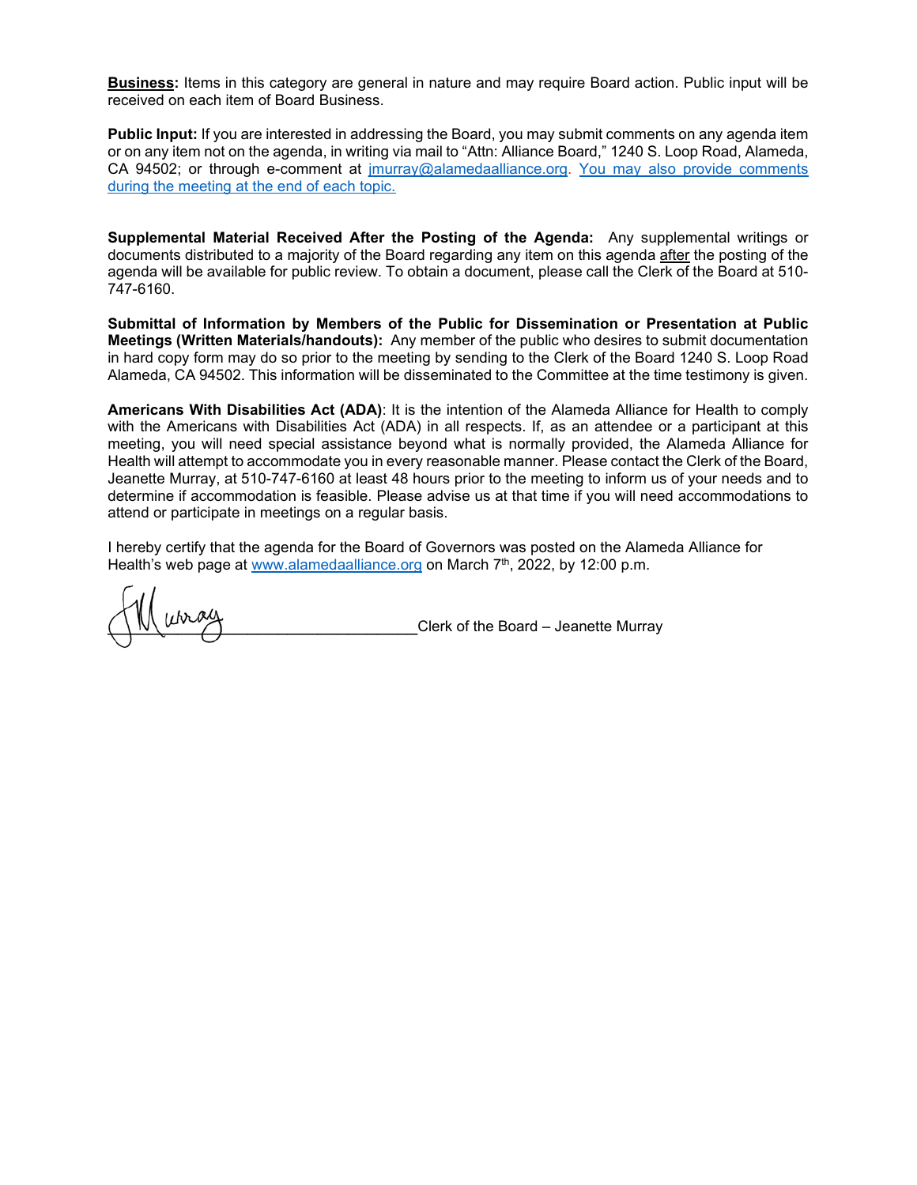**Business:** Items in this category are general in nature and may require Board action. Public input will be received on each item of Board Business.

**Public Input:** If you are interested in addressing the Board, you may submit comments on any agenda item or on any item not on the agenda, in writing via mail to "Attn: Alliance Board," 1240 S. Loop Road, Alameda, CA 94502; or through e-comment at jmurray@alamedaalliance.org. You may also provide comments during the meeting at the end of each topic.

**Supplemental Material Received After the Posting of the Agenda:** Any supplemental writings or documents distributed to a majority of the Board regarding any item on this agenda after the posting of the agenda will be available for public review. To obtain a document, please call the Clerk of the Board at 510-747-6160.

**Submittal of Information by Members of the Public for Dissemination or Presentation at Public Meetings (Written Materials/handouts):** Any member of the public who desires to submit documentation in hard copy form may do so prior to the meeting by sending to the Clerk of the Board 1240 S. Loop Road Alameda, CA 94502. This information will be disseminated to the Committee at the time testimony is given.

**Americans With Disabilities Act (ADA)**: It is the intention of the Alameda Alliance for Health to comply with the Americans with Disabilities Act (ADA) in all respects. If, as an attendee or a participant at this meeting, you will need special assistance beyond what is normally provided, the Alameda Alliance for Health will attempt to accommodate you in every reasonable manner. Please contact the Clerk of the Board, Jeanette Murray, at 510-747-6160 at least 48 hours prior to the meeting to inform us of your needs and to determine if accommodation is feasible. Please advise us at that time if you will need accommodations to attend or participate in meetings on a regular basis.

I hereby certify that the agenda for the Board of Governors was posted on the Alameda Alliance for Health's web page at www.alamedaalliance.org on March 7th, 2022, by 12:00 p.m.

J Murray ______________________ Clerk of the Board – Jeanette Murray